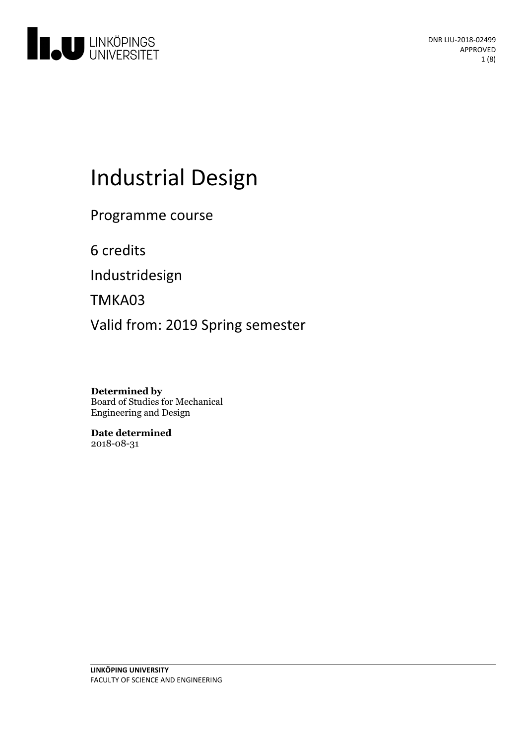DNR LIU-2018-02499
APPROVED

# Industrial Design

Programme course

6 credits

Industridesign

TMKA03

Valid from: 2019 Spring semester

**Determined by**
Board of Studies for Mechanical Engineering and Design

**Date determined**
2018-08-31

**LINKÖPING UNIVERSITY**
FACULTY OF SCIENCE AND ENGINEERING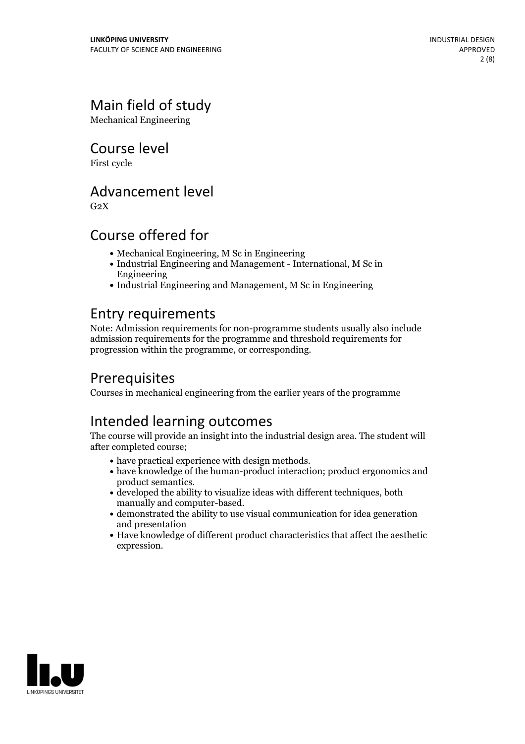# Main field of study

Mechanical Engineering

# Course level

First cycle

# Advancement level

G2X

# Course offered for

- Mechanical Engineering, M Sc in Engineering
- Industrial Engineering and Management - International, M Sc in Engineering
- Industrial Engineering and Management, M Sc in Engineering

# Entry requirements

Note: Admission requirements for non-programme students usually also include admission requirements for the programme and threshold requirements for progression within the programme, or corresponding.

# Prerequisites

Courses in mechanical engineering from the earlier years of the programme

# Intended learning outcomes

The course will provide an insight into the industrial design area. The student will after completed course;

- have practical experience with design methods.
- have knowledge of the human-product interaction; product ergonomics and product semantics.
- developed the ability to visualize ideas with different techniques, both manually and computer-based.
- demonstrated the ability to use visual communication for idea generation and presentation
- Have knowledge of different product characteristics that affect the aesthetic expression.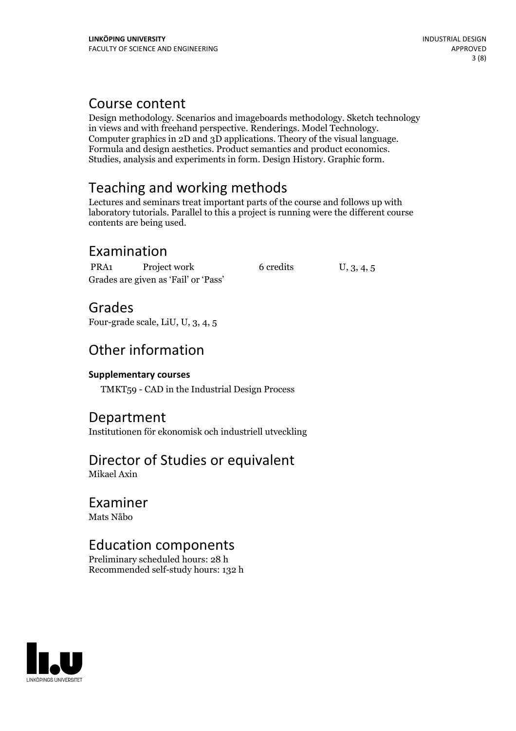## Course content

Design methodology. Scenarios and imageboards methodology. Sketch technology in views and with freehand perspective. Renderings. Model Technology. Computer graphics in 2D and 3D applications. Theory of the visual language. Formula and design aesthetics. Product semantics and product economics. Studies, analysis and experiments in form. Design History. Graphic form.

## Teaching and working methods

Lectures and seminars treat important parts of the course and follows up with laboratory tutorials. Parallel to this a project is running were the different course contents are being used.

## Examination

| PRA1 | Project work | 6 credits | U, 3, 4, 5 |
|---|---|---|---|

Grades are given as 'Fail' or 'Pass'

## Grades

Four-grade scale, LiU, U, 3, 4, 5

## Other information

**Supplementary courses**

TMKT59 - CAD in the Industrial Design Process

## Department

Institutionen för ekonomisk och industriell utveckling

## Director of Studies or equivalent

Mikael Axin

## Examiner

Mats Nåbo

## Education components

Preliminary scheduled hours: 28 h
Recommended self-study hours: 132 h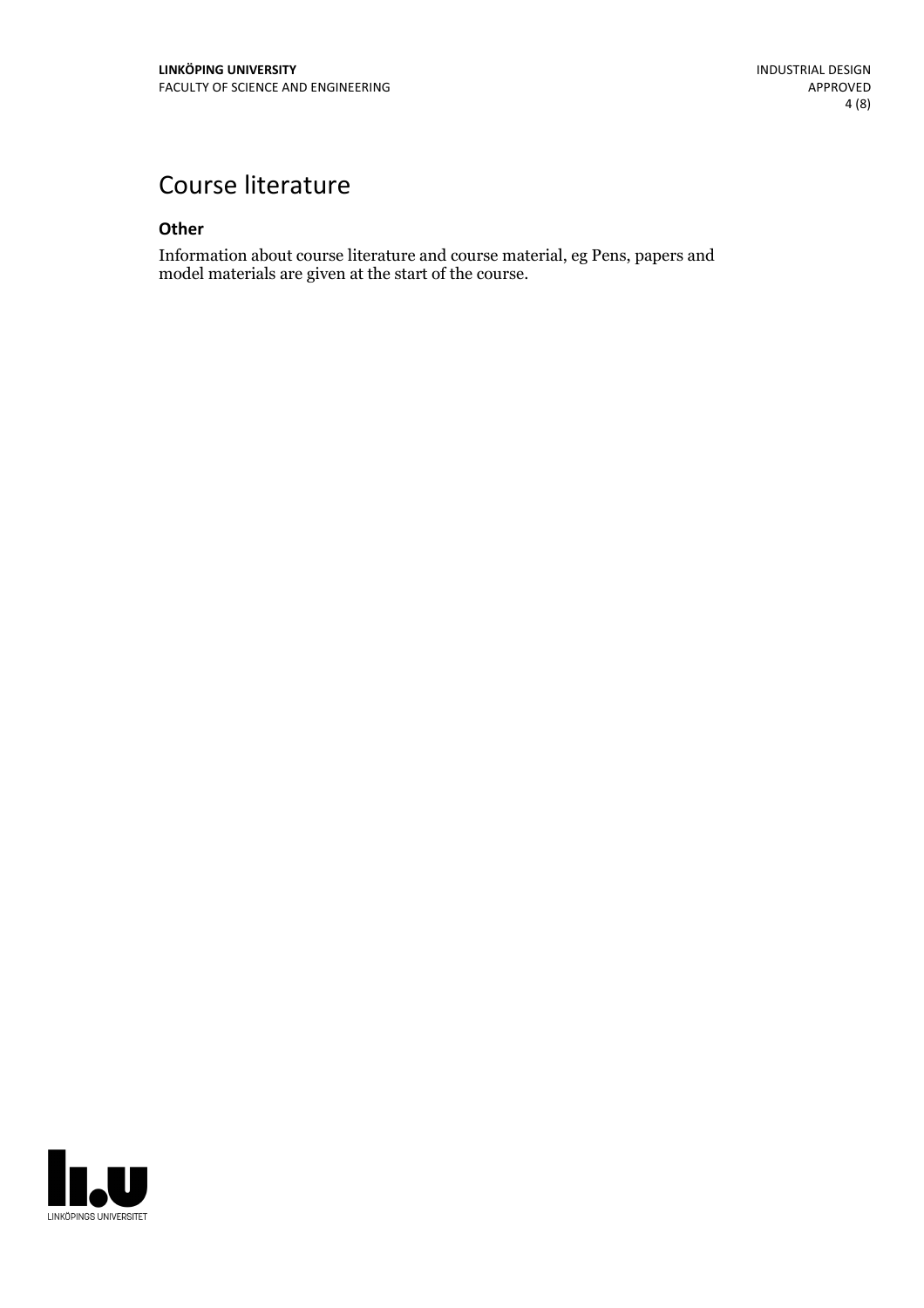# Course literature

### Other

Information about course literature and course material, eg Pens, papers and model materials are given at the start of the course.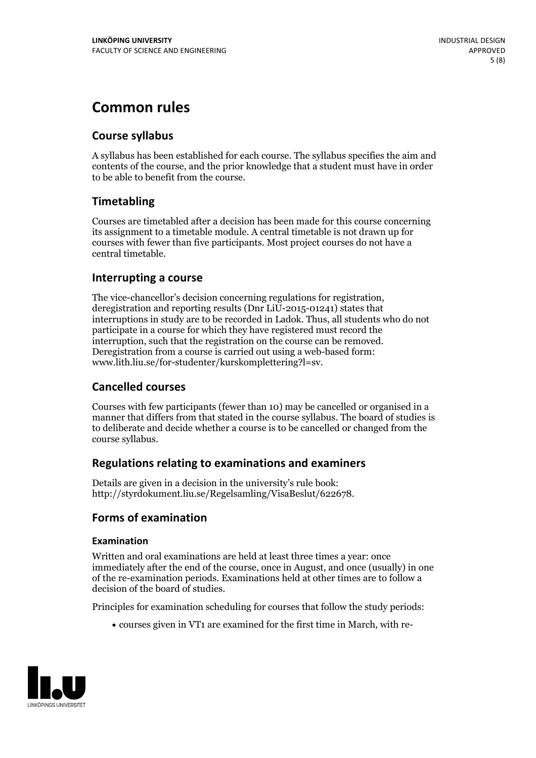# Common rules

## Course syllabus

A syllabus has been established for each course. The syllabus specifies the aim and contents of the course, and the prior knowledge that a student must have in order to be able to benefit from the course.

## Timetabling

Courses are timetabled after a decision has been made for this course concerning its assignment to a timetable module. A central timetable is not drawn up for courses with fewer than five participants. Most project courses do not have a central timetable.

## Interrupting a course

The vice-chancellor's decision concerning regulations for registration, deregistration and reporting results (Dnr LiU-2015-01241) states that interruptions in study are to be recorded in Ladok. Thus, all students who do not participate in a course for which they have registered must record the interruption, such that the registration on the course can be removed. Deregistration from a course is carried out using a web-based form: www.lith.liu.se/for-studenter/kurskomplettering?l=sv.

## Cancelled courses

Courses with few participants (fewer than 10) may be cancelled or organised in a manner that differs from that stated in the course syllabus. The board of studies is to deliberate and decide whether a course is to be cancelled or changed from the course syllabus.

## Regulations relating to examinations and examiners

Details are given in a decision in the university's rule book: http://styrdokument.liu.se/Regelsamling/VisaBeslut/622678.

## Forms of examination

### Examination

Written and oral examinations are held at least three times a year: once immediately after the end of the course, once in August, and once (usually) in one of the re-examination periods. Examinations held at other times are to follow a decision of the board of studies.

Principles for examination scheduling for courses that follow the study periods:

- courses given in VT1 are examined for the first time in March, with re-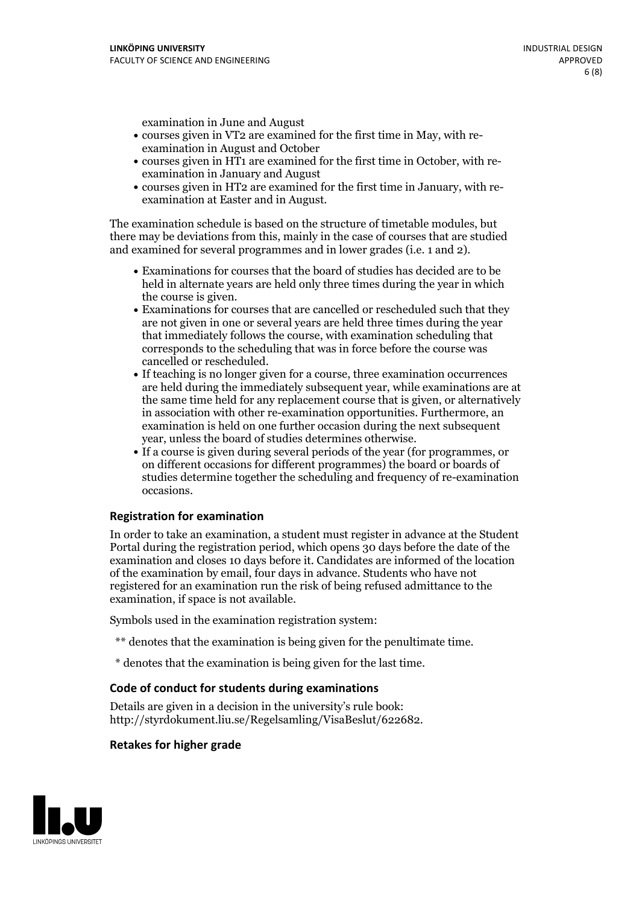examination in June and August

- courses given in VT2 are examined for the first time in May, with re-examination in August and October
- courses given in HT1 are examined for the first time in October, with re-examination in January and August
- courses given in HT2 are examined for the first time in January, with re-examination at Easter and in August.

The examination schedule is based on the structure of timetable modules, but there may be deviations from this, mainly in the case of courses that are studied and examined for several programmes and in lower grades (i.e. 1 and 2).

- Examinations for courses that the board of studies has decided are to be held in alternate years are held only three times during the year in which the course is given.
- Examinations for courses that are cancelled or rescheduled such that they are not given in one or several years are held three times during the year that immediately follows the course, with examination scheduling that corresponds to the scheduling that was in force before the course was cancelled or rescheduled.
- If teaching is no longer given for a course, three examination occurrences are held during the immediately subsequent year, while examinations are at the same time held for any replacement course that is given, or alternatively in association with other re-examination opportunities. Furthermore, an examination is held on one further occasion during the next subsequent year, unless the board of studies determines otherwise.
- If a course is given during several periods of the year (for programmes, or on different occasions for different programmes) the board or boards of studies determine together the scheduling and frequency of re-examination occasions.

### Registration for examination

In order to take an examination, a student must register in advance at the Student Portal during the registration period, which opens 30 days before the date of the examination and closes 10 days before it. Candidates are informed of the location of the examination by email, four days in advance. Students who have not registered for an examination run the risk of being refused admittance to the examination, if space is not available.

Symbols used in the examination registration system:

** denotes that the examination is being given for the penultimate time.

* denotes that the examination is being given for the last time.

### Code of conduct for students during examinations

Details are given in a decision in the university's rule book: http://styrdokument.liu.se/Regelsamling/VisaBeslut/622682.

### Retakes for higher grade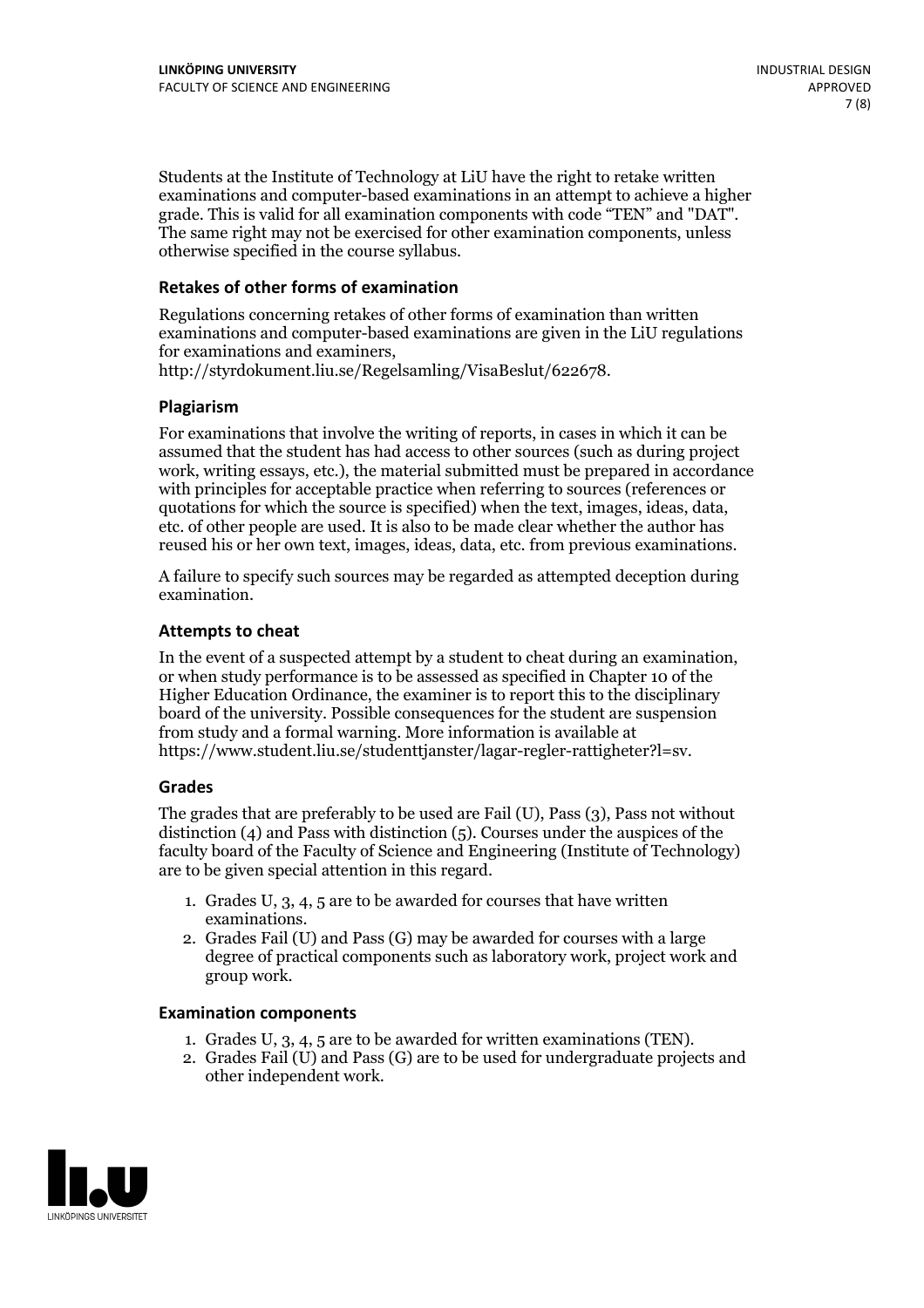Students at the Institute of Technology at LiU have the right to retake written examinations and computer-based examinations in an attempt to achieve a higher grade. This is valid for all examination components with code "TEN" and "DAT". The same right may not be exercised for other examination components, unless otherwise specified in the course syllabus.

### Retakes of other forms of examination

Regulations concerning retakes of other forms of examination than written examinations and computer-based examinations are given in the LiU regulations for examinations and examiners, http://styrdokument.liu.se/Regelsamling/VisaBeslut/622678.

### Plagiarism

For examinations that involve the writing of reports, in cases in which it can be assumed that the student has had access to other sources (such as during project work, writing essays, etc.), the material submitted must be prepared in accordance with principles for acceptable practice when referring to sources (references or quotations for which the source is specified) when the text, images, ideas, data, etc. of other people are used. It is also to be made clear whether the author has reused his or her own text, images, ideas, data, etc. from previous examinations.

A failure to specify such sources may be regarded as attempted deception during examination.

### Attempts to cheat

In the event of a suspected attempt by a student to cheat during an examination, or when study performance is to be assessed as specified in Chapter 10 of the Higher Education Ordinance, the examiner is to report this to the disciplinary board of the university. Possible consequences for the student are suspension from study and a formal warning. More information is available at https://www.student.liu.se/studenttjanster/lagar-regler-rattigheter?l=sv.

### Grades

The grades that are preferably to be used are Fail (U), Pass (3), Pass not without distinction (4) and Pass with distinction (5). Courses under the auspices of the faculty board of the Faculty of Science and Engineering (Institute of Technology) are to be given special attention in this regard.

1. Grades U, 3, 4, 5 are to be awarded for courses that have written examinations.
2. Grades Fail (U) and Pass (G) may be awarded for courses with a large degree of practical components such as laboratory work, project work and group work.

### Examination components

1. Grades U, 3, 4, 5 are to be awarded for written examinations (TEN).
2. Grades Fail (U) and Pass (G) are to be used for undergraduate projects and other independent work.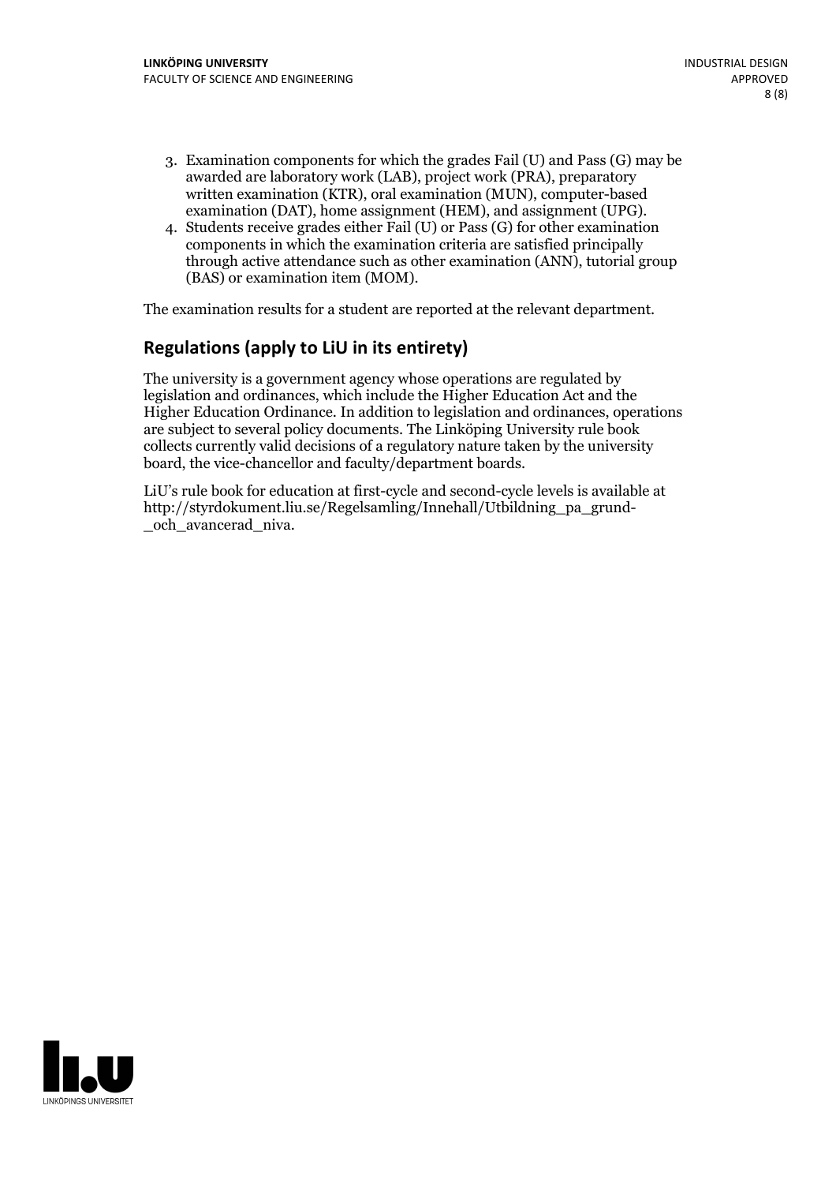3. Examination components for which the grades Fail (U) and Pass (G) may be awarded are laboratory work (LAB), project work (PRA), preparatory written examination (KTR), oral examination (MUN), computer-based examination (DAT), home assignment (HEM), and assignment (UPG).
4. Students receive grades either Fail (U) or Pass (G) for other examination components in which the examination criteria are satisfied principally through active attendance such as other examination (ANN), tutorial group (BAS) or examination item (MOM).

The examination results for a student are reported at the relevant department.

## Regulations (apply to LiU in its entirety)

The university is a government agency whose operations are regulated by legislation and ordinances, which include the Higher Education Act and the Higher Education Ordinance. In addition to legislation and ordinances, operations are subject to several policy documents. The Linköping University rule book collects currently valid decisions of a regulatory nature taken by the university board, the vice-chancellor and faculty/department boards.

LiU's rule book for education at first-cycle and second-cycle levels is available at http://styrdokument.liu.se/Regelsamling/Innehall/Utbildning_pa_grund-_och_avancerad_niva.